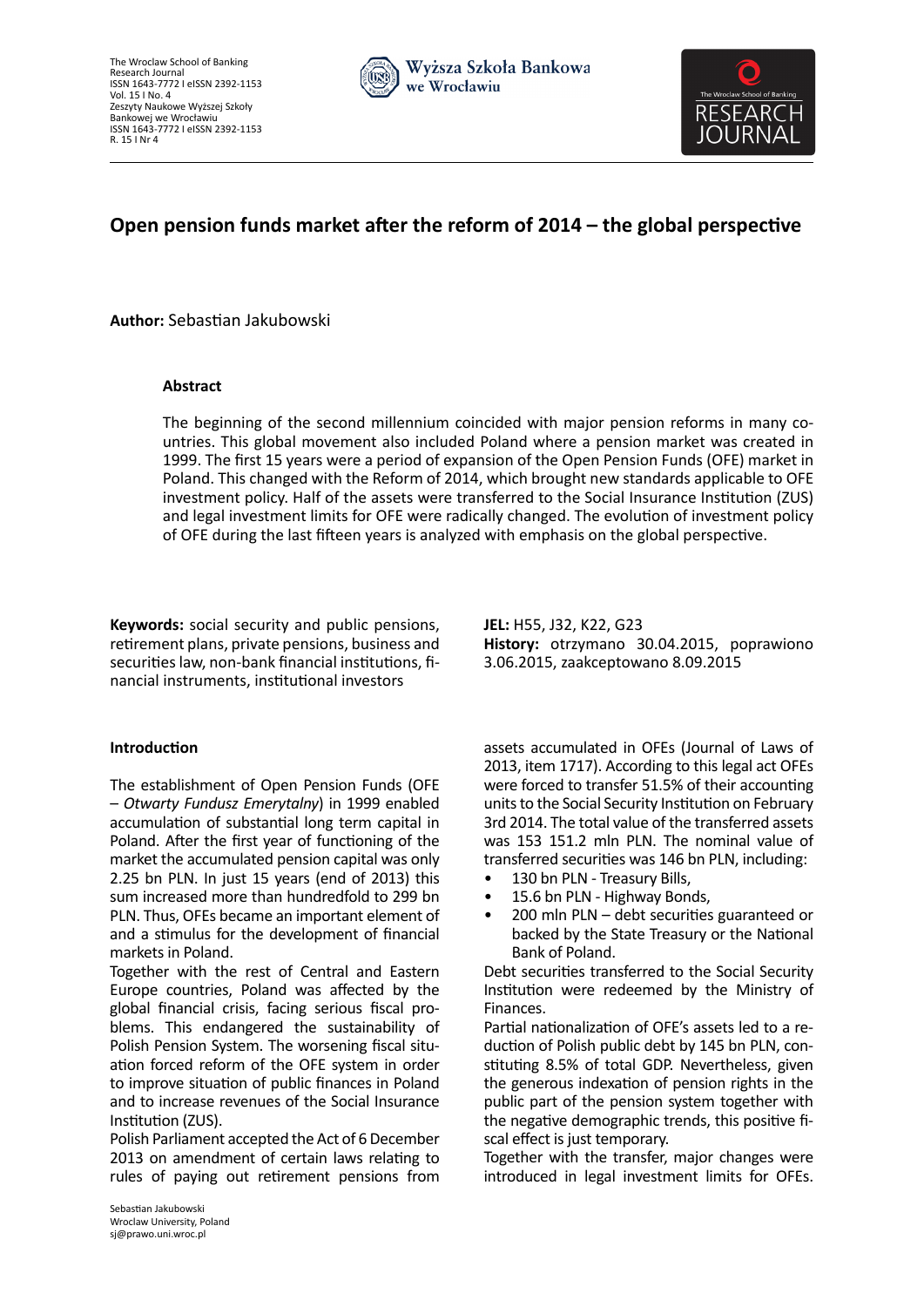# Open pension funds market after the reform of 2014 – the global perspective

**Author:** Sebastian Jakubowski

### Abstract

The beginning of the second millennium coincided with major pension reforms in many countries. This global movement also included Poland where a pension market was created in 1999. The first 15 years were a period of expansion of the Open Pension Funds (OFE) market in Poland. This changed with the Reform of 2014, which brought new standards applicable to OFE investment policy. Half of the assets were transferred to the Social Insurance Institution (ZUS) and legal investment limits for OFE were radically changed. The evolution of investment policy of OFE during the last fifteen years is analyzed with emphasis on the global perspective.

**Keywords:** social security and public pensions, retirement plans, private pensions, business and securities law, non-bank financial institutions, financial instruments, institutional investors

**JEL:** H55, J32, K22, G23

**History:** otrzymano 30.04.2015, poprawiono 3.06.2015, zaakceptowano 8.09.2015

## Introduction

The establishment of Open Pension Funds (OFE – *Otwarty Fundusz Emerytalny*) in 1999 enabled accumulation of substantial long term capital in Poland. After the first year of functioning of the market the accumulated pension capital was only 2.25 bn PLN. In just 15 years (end of 2013) this sum increased more than hundredfold to 299 bn PLN. Thus, OFEs became an important element of and a stimulus for the development of financial markets in Poland.

Together with the rest of Central and Eastern Europe countries, Poland was affected by the global financial crisis, facing serious fiscal problems. This endangered the sustainability of Polish Pension System. The worsening fiscal situation forced reform of the OFE system in order to improve situation of public finances in Poland and to increase revenues of the Social Insurance Institution (ZUS).

Polish Parliament accepted the Act of 6 December 2013 on amendment of certain laws relating to rules of paying out retirement pensions from assets accumulated in OFEs (Journal of Laws of 2013, item 1717). According to this legal act OFEs were forced to transfer 51.5% of their accounting units to the Social Security Institution on February 3rd 2014. The total value of the transferred assets was 153 151.2 mln PLN. The nominal value of transferred securities was 146 bn PLN, including:

- 130 bn PLN - Treasury Bills,
- 15.6 bn PLN - Highway Bonds,
- 200 mln PLN – debt securities guaranteed or backed by the State Treasury or the National Bank of Poland.

Debt securities transferred to the Social Security Institution were redeemed by the Ministry of Finances.

Partial nationalization of OFE's assets led to a reduction of Polish public debt by 145 bn PLN, constituting 8.5% of total GDP. Nevertheless, given the generous indexation of pension rights in the public part of the pension system together with the negative demographic trends, this positive fiscal effect is just temporary.

Together with the transfer, major changes were introduced in legal investment limits for OFEs.

Sebastian Jakubowski
Wroclaw University, Poland
sj@prawo.uni.wroc.pl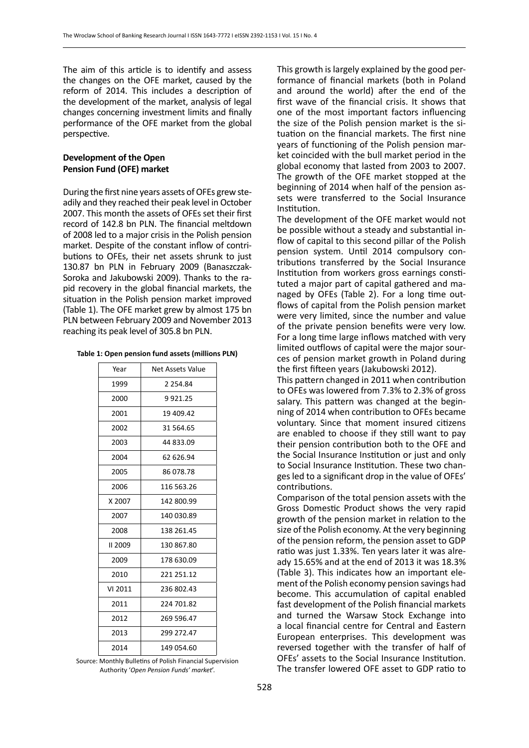The aim of this article is to identify and assess the changes on the OFE market, caused by the reform of 2014. This includes a description of the development of the market, analysis of legal changes concerning investment limits and finally performance of the OFE market from the global perspective.

### Development of the Open Pension Fund (OFE) market

During the first nine years assets of OFEs grew steadily and they reached their peak level in October 2007. This month the assets of OFEs set their first record of 142.8 bn PLN. The financial meltdown of 2008 led to a major crisis in the Polish pension market. Despite of the constant inflow of contributions to OFEs, their net assets shrunk to just 130.87 bn PLN in February 2009 (Banaszczak-Soroka and Jakubowski 2009). Thanks to the rapid recovery in the global financial markets, the situation in the Polish pension market improved (Table 1). The OFE market grew by almost 175 bn PLN between February 2009 and November 2013 reaching its peak level of 305.8 bn PLN.

**Table 1: Open pension fund assets (millions PLN)**

| Year | Net Assets Value |
|---|---|
| 1999 | 2 254.84 |
| 2000 | 9 921.25 |
| 2001 | 19 409.42 |
| 2002 | 31 564.65 |
| 2003 | 44 833.09 |
| 2004 | 62 626.94 |
| 2005 | 86 078.78 |
| 2006 | 116 563.26 |
| X 2007 | 142 800.99 |
| 2007 | 140 030.89 |
| 2008 | 138 261.45 |
| II 2009 | 130 867.80 |
| 2009 | 178 630.09 |
| 2010 | 221 251.12 |
| VI 2011 | 236 802.43 |
| 2011 | 224 701.82 |
| 2012 | 269 596.47 |
| 2013 | 299 272.47 |
| 2014 | 149 054.60 |

Source: Monthly Bulletins of Polish Financial Supervision Authority '*Open Pension Funds' market*'.

This growth is largely explained by the good performance of financial markets (both in Poland and around the world) after the end of the first wave of the financial crisis. It shows that one of the most important factors influencing the size of the Polish pension market is the situation on the financial markets. The first nine years of functioning of the Polish pension market coincided with the bull market period in the global economy that lasted from 2003 to 2007. The growth of the OFE market stopped at the beginning of 2014 when half of the pension assets were transferred to the Social Insurance Institution.

The development of the OFE market would not be possible without a steady and substantial inflow of capital to this second pillar of the Polish pension system. Until 2014 compulsory contributions transferred by the Social Insurance Institution from workers gross earnings constituted a major part of capital gathered and managed by OFEs (Table 2). For a long time outflows of capital from the Polish pension market were very limited, since the number and value of the private pension benefits were very low. For a long time large inflows matched with very limited outflows of capital were the major sources of pension market growth in Poland during the first fifteen years (Jakubowski 2012).

This pattern changed in 2011 when contribution to OFEs was lowered from 7.3% to 2.3% of gross salary. This pattern was changed at the beginning of 2014 when contribution to OFEs became voluntary. Since that moment insured citizens are enabled to choose if they still want to pay their pension contribution both to the OFE and the Social Insurance Institution or just and only to Social Insurance Institution. These two changes led to a significant drop in the value of OFEs' contributions.

Comparison of the total pension assets with the Gross Domestic Product shows the very rapid growth of the pension market in relation to the size of the Polish economy. At the very beginning of the pension reform, the pension asset to GDP ratio was just 1.33%. Ten years later it was already 15.65% and at the end of 2013 it was 18.3% (Table 3). This indicates how an important element of the Polish economy pension savings had become. This accumulation of capital enabled fast development of the Polish financial markets and turned the Warsaw Stock Exchange into a local financial centre for Central and Eastern European enterprises. This development was reversed together with the transfer of half of OFEs' assets to the Social Insurance Institution. The transfer lowered OFE asset to GDP ratio to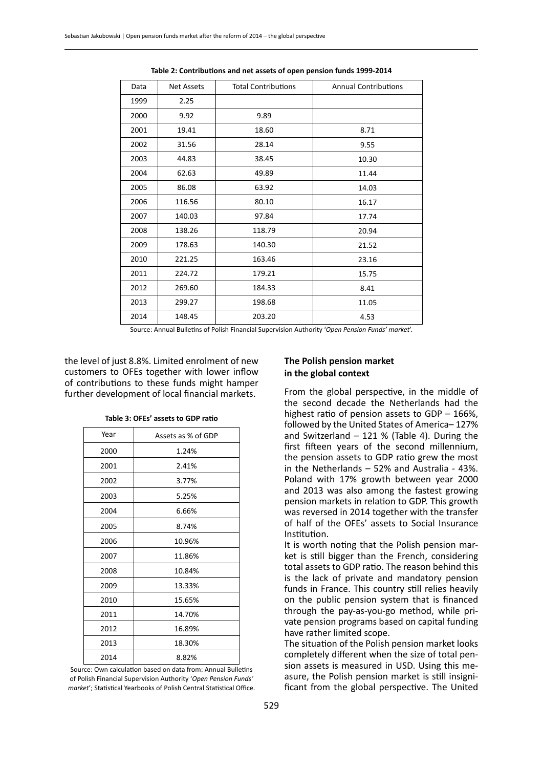**Table 2: Contributions and net assets of open pension funds 1999-2014**

| Data | Net Assets | Total Contributions | Annual Contributions |
|---|---|---|---|
| 1999 | 2.25 | | |
| 2000 | 9.92 | 9.89 | |
| 2001 | 19.41 | 18.60 | 8.71 |
| 2002 | 31.56 | 28.14 | 9.55 |
| 2003 | 44.83 | 38.45 | 10.30 |
| 2004 | 62.63 | 49.89 | 11.44 |
| 2005 | 86.08 | 63.92 | 14.03 |
| 2006 | 116.56 | 80.10 | 16.17 |
| 2007 | 140.03 | 97.84 | 17.74 |
| 2008 | 138.26 | 118.79 | 20.94 |
| 2009 | 178.63 | 140.30 | 21.52 |
| 2010 | 221.25 | 163.46 | 23.16 |
| 2011 | 224.72 | 179.21 | 15.75 |
| 2012 | 269.60 | 184.33 | 8.41 |
| 2013 | 299.27 | 198.68 | 11.05 |
| 2014 | 148.45 | 203.20 | 4.53 |

Source: Annual Bulletins of Polish Financial Supervision Authority '*Open Pension Funds' market*'.

the level of just 8.8%. Limited enrolment of new customers to OFEs together with lower inflow of contributions to these funds might hamper further development of local financial markets.

**Table 3: OFEs' assets to GDP ratio**

| Year | Assets as % of GDP |
|---|---|
| 2000 | 1.24% |
| 2001 | 2.41% |
| 2002 | 3.77% |
| 2003 | 5.25% |
| 2004 | 6.66% |
| 2005 | 8.74% |
| 2006 | 10.96% |
| 2007 | 11.86% |
| 2008 | 10.84% |
| 2009 | 13.33% |
| 2010 | 15.65% |
| 2011 | 14.70% |
| 2012 | 16.89% |
| 2013 | 18.30% |
| 2014 | 8.82% |

Source: Own calculation based on data from: Annual Bulletins of Polish Financial Supervision Authority '*Open Pension Funds' market*'; Statistical Yearbooks of Polish Central Statistical Office.

## The Polish pension market in the global context

From the global perspective, in the middle of the second decade the Netherlands had the highest ratio of pension assets to GDP – 166%, followed by the United States of America– 127% and Switzerland – 121 % (Table 4). During the first fifteen years of the second millennium, the pension assets to GDP ratio grew the most in the Netherlands – 52% and Australia - 43%. Poland with 17% growth between year 2000 and 2013 was also among the fastest growing pension markets in relation to GDP. This growth was reversed in 2014 together with the transfer of half of the OFEs' assets to Social Insurance Institution.

It is worth noting that the Polish pension market is still bigger than the French, considering total assets to GDP ratio. The reason behind this is the lack of private and mandatory pension funds in France. This country still relies heavily on the public pension system that is financed through the pay-as-you-go method, while private pension programs based on capital funding have rather limited scope.

The situation of the Polish pension market looks completely different when the size of total pension assets is measured in USD. Using this measure, the Polish pension market is still insignificant from the global perspective. The United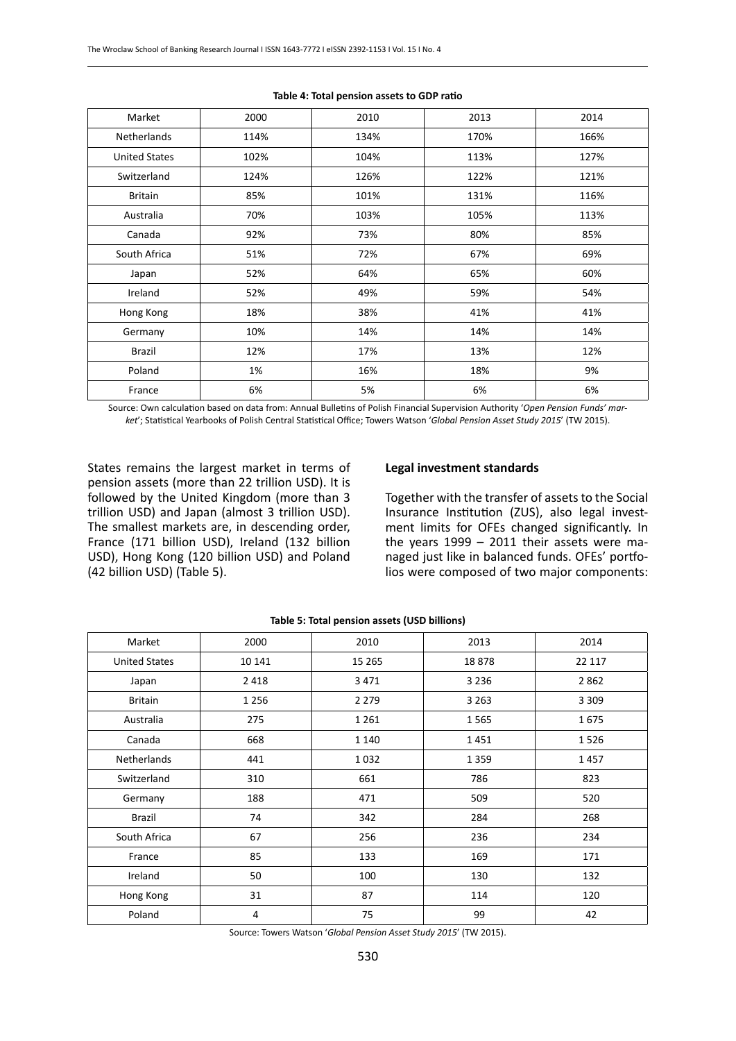**Table 4: Total pension assets to GDP ratio**

| Market | 2000 | 2010 | 2013 | 2014 |
|---|---|---|---|---|
| Netherlands | 114% | 134% | 170% | 166% |
| United States | 102% | 104% | 113% | 127% |
| Switzerland | 124% | 126% | 122% | 121% |
| Britain | 85% | 101% | 131% | 116% |
| Australia | 70% | 103% | 105% | 113% |
| Canada | 92% | 73% | 80% | 85% |
| South Africa | 51% | 72% | 67% | 69% |
| Japan | 52% | 64% | 65% | 60% |
| Ireland | 52% | 49% | 59% | 54% |
| Hong Kong | 18% | 38% | 41% | 41% |
| Germany | 10% | 14% | 14% | 14% |
| Brazil | 12% | 17% | 13% | 12% |
| Poland | 1% | 16% | 18% | 9% |
| France | 6% | 5% | 6% | 6% |

Source: Own calculation based on data from: Annual Bulletins of Polish Financial Supervision Authority '*Open Pension Funds' market*'; Statistical Yearbooks of Polish Central Statistical Office; Towers Watson '*Global Pension Asset Study 2015*' (TW 2015).

States remains the largest market in terms of pension assets (more than 22 trillion USD). It is followed by the United Kingdom (more than 3 trillion USD) and Japan (almost 3 trillion USD). The smallest markets are, in descending order, France (171 billion USD), Ireland (132 billion USD), Hong Kong (120 billion USD) and Poland (42 billion USD) (Table 5).

### Legal investment standards

Together with the transfer of assets to the Social Insurance Institution (ZUS), also legal investment limits for OFEs changed significantly. In the years 1999 – 2011 their assets were managed just like in balanced funds. OFEs' portfolios were composed of two major components:

**Table 5: Total pension assets (USD billions)**

| Market | 2000 | 2010 | 2013 | 2014 |
|---|---|---|---|---|
| United States | 10 141 | 15 265 | 18 878 | 22 117 |
| Japan | 2 418 | 3 471 | 3 236 | 2 862 |
| Britain | 1 256 | 2 279 | 3 263 | 3 309 |
| Australia | 275 | 1 261 | 1 565 | 1 675 |
| Canada | 668 | 1 140 | 1 451 | 1 526 |
| Netherlands | 441 | 1 032 | 1 359 | 1 457 |
| Switzerland | 310 | 661 | 786 | 823 |
| Germany | 188 | 471 | 509 | 520 |
| Brazil | 74 | 342 | 284 | 268 |
| South Africa | 67 | 256 | 236 | 234 |
| France | 85 | 133 | 169 | 171 |
| Ireland | 50 | 100 | 130 | 132 |
| Hong Kong | 31 | 87 | 114 | 120 |
| Poland | 4 | 75 | 99 | 42 |

Source: Towers Watson '*Global Pension Asset Study 2015*' (TW 2015).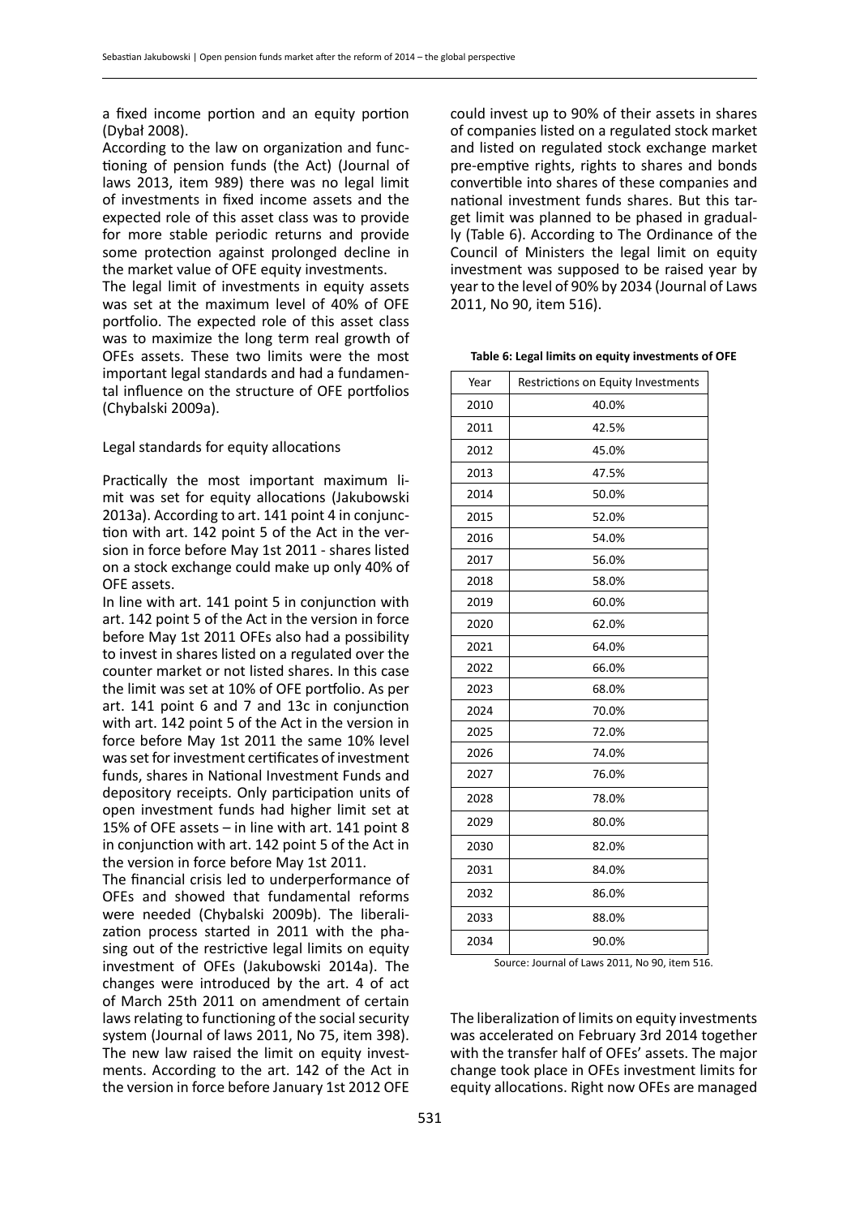a fixed income portion and an equity portion (Dybał 2008).

According to the law on organization and functioning of pension funds (the Act) (Journal of laws 2013, item 989) there was no legal limit of investments in fixed income assets and the expected role of this asset class was to provide for more stable periodic returns and provide some protection against prolonged decline in the market value of OFE equity investments.

The legal limit of investments in equity assets was set at the maximum level of 40% of OFE portfolio. The expected role of this asset class was to maximize the long term real growth of OFEs assets. These two limits were the most important legal standards and had a fundamental influence on the structure of OFE portfolios (Chybalski 2009a).

Legal standards for equity allocations

Practically the most important maximum limit was set for equity allocations (Jakubowski 2013a). According to art. 141 point 4 in conjunction with art. 142 point 5 of the Act in the version in force before May 1st 2011 - shares listed on a stock exchange could make up only 40% of OFE assets.

In line with art. 141 point 5 in conjunction with art. 142 point 5 of the Act in the version in force before May 1st 2011 OFEs also had a possibility to invest in shares listed on a regulated over the counter market or not listed shares. In this case the limit was set at 10% of OFE portfolio. As per art. 141 point 6 and 7 and 13c in conjunction with art. 142 point 5 of the Act in the version in force before May 1st 2011 the same 10% level was set for investment certificates of investment funds, shares in National Investment Funds and depository receipts. Only participation units of open investment funds had higher limit set at 15% of OFE assets – in line with art. 141 point 8 in conjunction with art. 142 point 5 of the Act in the version in force before May 1st 2011.

The financial crisis led to underperformance of OFEs and showed that fundamental reforms were needed (Chybalski 2009b). The liberalization process started in 2011 with the phasing out of the restrictive legal limits on equity investment of OFEs (Jakubowski 2014a). The changes were introduced by the art. 4 of act of March 25th 2011 on amendment of certain laws relating to functioning of the social security system (Journal of laws 2011, No 75, item 398). The new law raised the limit on equity investments. According to the art. 142 of the Act in the version in force before January 1st 2012 OFE could invest up to 90% of their assets in shares of companies listed on a regulated stock market and listed on regulated stock exchange market pre-emptive rights, rights to shares and bonds convertible into shares of these companies and national investment funds shares. But this target limit was planned to be phased in gradually (Table 6). According to The Ordinance of the Council of Ministers the legal limit on equity investment was supposed to be raised year by year to the level of 90% by 2034 (Journal of Laws 2011, No 90, item 516).

**Table 6: Legal limits on equity investments of OFE**

| Year | Restrictions on Equity Investments |
|---|---|
| 2010 | 40.0% |
| 2011 | 42.5% |
| 2012 | 45.0% |
| 2013 | 47.5% |
| 2014 | 50.0% |
| 2015 | 52.0% |
| 2016 | 54.0% |
| 2017 | 56.0% |
| 2018 | 58.0% |
| 2019 | 60.0% |
| 2020 | 62.0% |
| 2021 | 64.0% |
| 2022 | 66.0% |
| 2023 | 68.0% |
| 2024 | 70.0% |
| 2025 | 72.0% |
| 2026 | 74.0% |
| 2027 | 76.0% |
| 2028 | 78.0% |
| 2029 | 80.0% |
| 2030 | 82.0% |
| 2031 | 84.0% |
| 2032 | 86.0% |
| 2033 | 88.0% |
| 2034 | 90.0% |

Source: Journal of Laws 2011, No 90, item 516.

The liberalization of limits on equity investments was accelerated on February 3rd 2014 together with the transfer half of OFEs' assets. The major change took place in OFEs investment limits for equity allocations. Right now OFEs are managed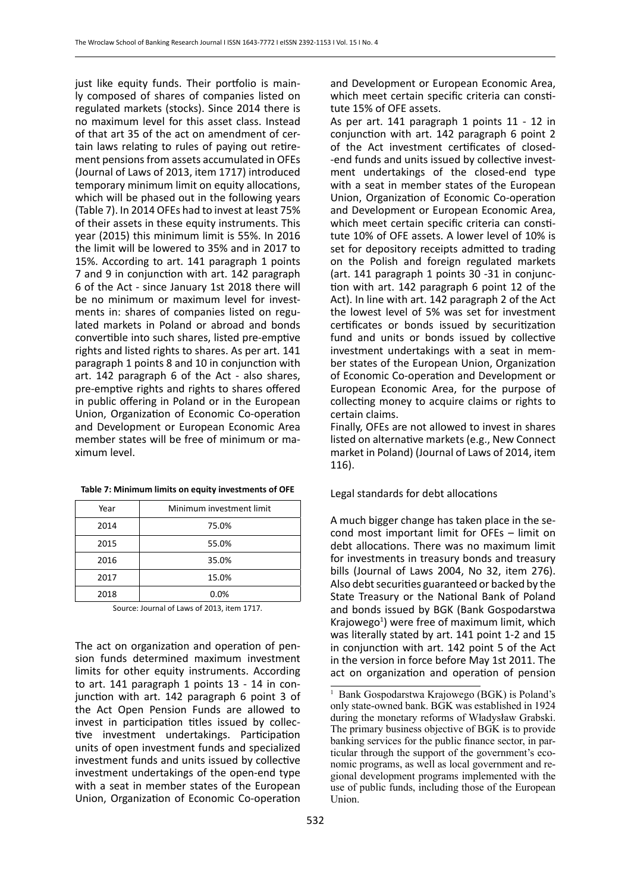just like equity funds. Their portfolio is mainly composed of shares of companies listed on regulated markets (stocks). Since 2014 there is no maximum level for this asset class. Instead of that art 35 of the act on amendment of certain laws relating to rules of paying out retirement pensions from assets accumulated in OFEs (Journal of Laws of 2013, item 1717) introduced temporary minimum limit on equity allocations, which will be phased out in the following years (Table 7). In 2014 OFEs had to invest at least 75% of their assets in these equity instruments. This year (2015) this minimum limit is 55%. In 2016 the limit will be lowered to 35% and in 2017 to 15%. According to art. 141 paragraph 1 points 7 and 9 in conjunction with art. 142 paragraph 6 of the Act - since January 1st 2018 there will be no minimum or maximum level for investments in: shares of companies listed on regulated markets in Poland or abroad and bonds convertible into such shares, listed pre-emptive rights and listed rights to shares. As per art. 141 paragraph 1 points 8 and 10 in conjunction with art. 142 paragraph 6 of the Act - also shares, pre-emptive rights and rights to shares offered in public offering in Poland or in the European Union, Organization of Economic Co-operation and Development or European Economic Area member states will be free of minimum or maximum level.

**Table 7: Minimum limits on equity investments of OFE**

| Year | Minimum investment limit |
|---|---|
| 2014 | 75.0% |
| 2015 | 55.0% |
| 2016 | 35.0% |
| 2017 | 15.0% |
| 2018 | 0.0% |

Source: Journal of Laws of 2013, item 1717.

The act on organization and operation of pension funds determined maximum investment limits for other equity instruments. According to art. 141 paragraph 1 points 13 - 14 in conjunction with art. 142 paragraph 6 point 3 of the Act Open Pension Funds are allowed to invest in participation titles issued by collective investment undertakings. Participation units of open investment funds and specialized investment funds and units issued by collective investment undertakings of the open-end type with a seat in member states of the European Union, Organization of Economic Co-operation and Development or European Economic Area, which meet certain specific criteria can constitute 15% of OFE assets.

As per art. 141 paragraph 1 points 11 - 12 in conjunction with art. 142 paragraph 6 point 2 of the Act investment certificates of closed-end funds and units issued by collective investment undertakings of the closed-end type with a seat in member states of the European Union, Organization of Economic Co-operation and Development or European Economic Area, which meet certain specific criteria can constitute 10% of OFE assets. A lower level of 10% is set for depository receipts admitted to trading on the Polish and foreign regulated markets (art. 141 paragraph 1 points 30 -31 in conjunction with art. 142 paragraph 6 point 12 of the Act). In line with art. 142 paragraph 2 of the Act the lowest level of 5% was set for investment certificates or bonds issued by securitization fund and units or bonds issued by collective investment undertakings with a seat in member states of the European Union, Organization of Economic Co-operation and Development or European Economic Area, for the purpose of collecting money to acquire claims or rights to certain claims.

Finally, OFEs are not allowed to invest in shares listed on alternative markets (e.g., New Connect market in Poland) (Journal of Laws of 2014, item 116).

### Legal standards for debt allocations

A much bigger change has taken place in the second most important limit for OFEs – limit on debt allocations. There was no maximum limit for investments in treasury bonds and treasury bills (Journal of Laws 2004, No 32, item 276). Also debt securities guaranteed or backed by the State Treasury or the National Bank of Poland and bonds issued by BGK (Bank Gospodarstwa Krajowego[1]) were free of maximum limit, which was literally stated by art. 141 point 1-2 and 15 in conjunction with art. 142 point 5 of the Act in the version in force before May 1st 2011. The act on organization and operation of pension

[1] Bank Gospodarstwa Krajowego (BGK) is Poland's only state-owned bank. BGK was established in 1924 during the monetary reforms of Władysław Grabski. The primary business objective of BGK is to provide banking services for the public finance sector, in particular through the support of the government's economic programs, as well as local government and regional development programs implemented with the use of public funds, including those of the European Union.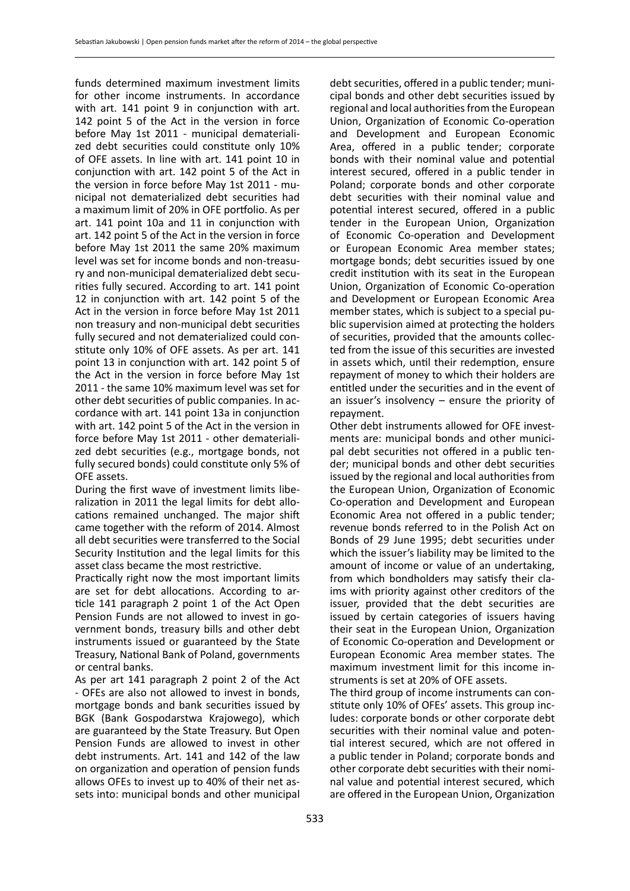funds determined maximum investment limits for other income instruments. In accordance with art. 141 point 9 in conjunction with art. 142 point 5 of the Act in the version in force before May 1st 2011 - municipal dematerialized debt securities could constitute only 10% of OFE assets. In line with art. 141 point 10 in conjunction with art. 142 point 5 of the Act in the version in force before May 1st 2011 - municipal not dematerialized debt securities had a maximum limit of 20% in OFE portfolio. As per art. 141 point 10a and 11 in conjunction with art. 142 point 5 of the Act in the version in force before May 1st 2011 the same 20% maximum level was set for income bonds and non-treasury and non-municipal dematerialized debt securities fully secured. According to art. 141 point 12 in conjunction with art. 142 point 5 of the Act in the version in force before May 1st 2011 non treasury and non-municipal debt securities fully secured and not dematerialized could constitute only 10% of OFE assets. As per art. 141 point 13 in conjunction with art. 142 point 5 of the Act in the version in force before May 1st 2011 - the same 10% maximum level was set for other debt securities of public companies. In accordance with art. 141 point 13a in conjunction with art. 142 point 5 of the Act in the version in force before May 1st 2011 - other dematerialized debt securities (e.g., mortgage bonds, not fully secured bonds) could constitute only 5% of OFE assets.

During the first wave of investment limits liberalization in 2011 the legal limits for debt allocations remained unchanged. The major shift came together with the reform of 2014. Almost all debt securities were transferred to the Social Security Institution and the legal limits for this asset class became the most restrictive.

Practically right now the most important limits are set for debt allocations. According to article 141 paragraph 2 point 1 of the Act Open Pension Funds are not allowed to invest in government bonds, treasury bills and other debt instruments issued or guaranteed by the State Treasury, National Bank of Poland, governments or central banks.

As per art 141 paragraph 2 point 2 of the Act - OFEs are also not allowed to invest in bonds, mortgage bonds and bank securities issued by BGK (Bank Gospodarstwa Krajowego), which are guaranteed by the State Treasury. But Open Pension Funds are allowed to invest in other debt instruments. Art. 141 and 142 of the law on organization and operation of pension funds allows OFEs to invest up to 40% of their net assets into: municipal bonds and other municipal debt securities, offered in a public tender; municipal bonds and other debt securities issued by regional and local authorities from the European Union, Organization of Economic Co-operation and Development and European Economic Area, offered in a public tender; corporate bonds with their nominal value and potential interest secured, offered in a public tender in Poland; corporate bonds and other corporate debt securities with their nominal value and potential interest secured, offered in a public tender in the European Union, Organization of Economic Co-operation and Development or European Economic Area member states; mortgage bonds; debt securities issued by one credit institution with its seat in the European Union, Organization of Economic Co-operation and Development or European Economic Area member states, which is subject to a special public supervision aimed at protecting the holders of securities, provided that the amounts collected from the issue of this securities are invested in assets which, until their redemption, ensure repayment of money to which their holders are entitled under the securities and in the event of an issuer's insolvency – ensure the priority of repayment.

Other debt instruments allowed for OFE investments are: municipal bonds and other municipal debt securities not offered in a public tender; municipal bonds and other debt securities issued by the regional and local authorities from the European Union, Organization of Economic Co-operation and Development and European Economic Area not offered in a public tender; revenue bonds referred to in the Polish Act on Bonds of 29 June 1995; debt securities under which the issuer's liability may be limited to the amount of income or value of an undertaking, from which bondholders may satisfy their claims with priority against other creditors of the issuer, provided that the debt securities are issued by certain categories of issuers having their seat in the European Union, Organization of Economic Co-operation and Development or European Economic Area member states. The maximum investment limit for this income instruments is set at 20% of OFE assets.

The third group of income instruments can constitute only 10% of OFEs' assets. This group includes: corporate bonds or other corporate debt securities with their nominal value and potential interest secured, which are not offered in a public tender in Poland; corporate bonds and other corporate debt securities with their nominal value and potential interest secured, which are offered in the European Union, Organization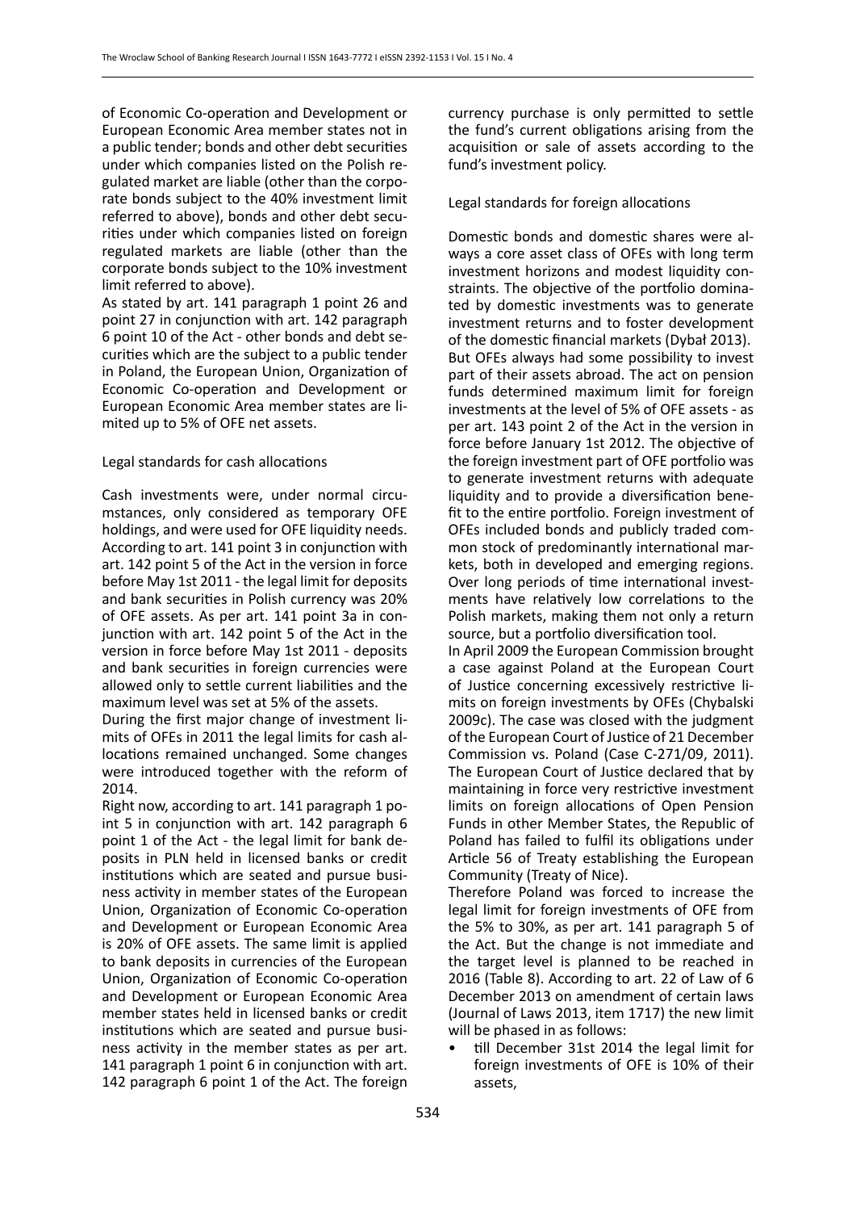of Economic Co-operation and Development or European Economic Area member states not in a public tender; bonds and other debt securities under which companies listed on the Polish regulated market are liable (other than the corporate bonds subject to the 40% investment limit referred to above), bonds and other debt securities under which companies listed on foreign regulated markets are liable (other than the corporate bonds subject to the 10% investment limit referred to above).

As stated by art. 141 paragraph 1 point 26 and point 27 in conjunction with art. 142 paragraph 6 point 10 of the Act - other bonds and debt securities which are the subject to a public tender in Poland, the European Union, Organization of Economic Co-operation and Development or European Economic Area member states are limited up to 5% of OFE net assets.

## Legal standards for cash allocations

Cash investments were, under normal circumstances, only considered as temporary OFE holdings, and were used for OFE liquidity needs. According to art. 141 point 3 in conjunction with art. 142 point 5 of the Act in the version in force before May 1st 2011 - the legal limit for deposits and bank securities in Polish currency was 20% of OFE assets. As per art. 141 point 3a in conjunction with art. 142 point 5 of the Act in the version in force before May 1st 2011 - deposits and bank securities in foreign currencies were allowed only to settle current liabilities and the maximum level was set at 5% of the assets.

During the first major change of investment limits of OFEs in 2011 the legal limits for cash allocations remained unchanged. Some changes were introduced together with the reform of 2014.

Right now, according to art. 141 paragraph 1 point 5 in conjunction with art. 142 paragraph 6 point 1 of the Act - the legal limit for bank deposits in PLN held in licensed banks or credit institutions which are seated and pursue business activity in member states of the European Union, Organization of Economic Co-operation and Development or European Economic Area is 20% of OFE assets. The same limit is applied to bank deposits in currencies of the European Union, Organization of Economic Co-operation and Development or European Economic Area member states held in licensed banks or credit institutions which are seated and pursue business activity in the member states as per art. 141 paragraph 1 point 6 in conjunction with art. 142 paragraph 6 point 1 of the Act. The foreign currency purchase is only permitted to settle the fund's current obligations arising from the acquisition or sale of assets according to the fund's investment policy.

## Legal standards for foreign allocations

Domestic bonds and domestic shares were always a core asset class of OFEs with long term investment horizons and modest liquidity constraints. The objective of the portfolio dominated by domestic investments was to generate investment returns and to foster development of the domestic financial markets (Dybał 2013). But OFEs always had some possibility to invest part of their assets abroad. The act on pension funds determined maximum limit for foreign investments at the level of 5% of OFE assets - as per art. 143 point 2 of the Act in the version in force before January 1st 2012. The objective of the foreign investment part of OFE portfolio was to generate investment returns with adequate liquidity and to provide a diversification benefit to the entire portfolio. Foreign investment of OFEs included bonds and publicly traded common stock of predominantly international markets, both in developed and emerging regions. Over long periods of time international investments have relatively low correlations to the Polish markets, making them not only a return source, but a portfolio diversification tool.

In April 2009 the European Commission brought a case against Poland at the European Court of Justice concerning excessively restrictive limits on foreign investments by OFEs (Chybalski 2009c). The case was closed with the judgment of the European Court of Justice of 21 December Commission vs. Poland (Case C-271/09, 2011). The European Court of Justice declared that by maintaining in force very restrictive investment limits on foreign allocations of Open Pension Funds in other Member States, the Republic of Poland has failed to fulfil its obligations under Article 56 of Treaty establishing the European Community (Treaty of Nice).

Therefore Poland was forced to increase the legal limit for foreign investments of OFE from the 5% to 30%, as per art. 141 paragraph 5 of the Act. But the change is not immediate and the target level is planned to be reached in 2016 (Table 8). According to art. 22 of Law of 6 December 2013 on amendment of certain laws (Journal of Laws 2013, item 1717) the new limit will be phased in as follows:

- till December 31st 2014 the legal limit for foreign investments of OFE is 10% of their assets,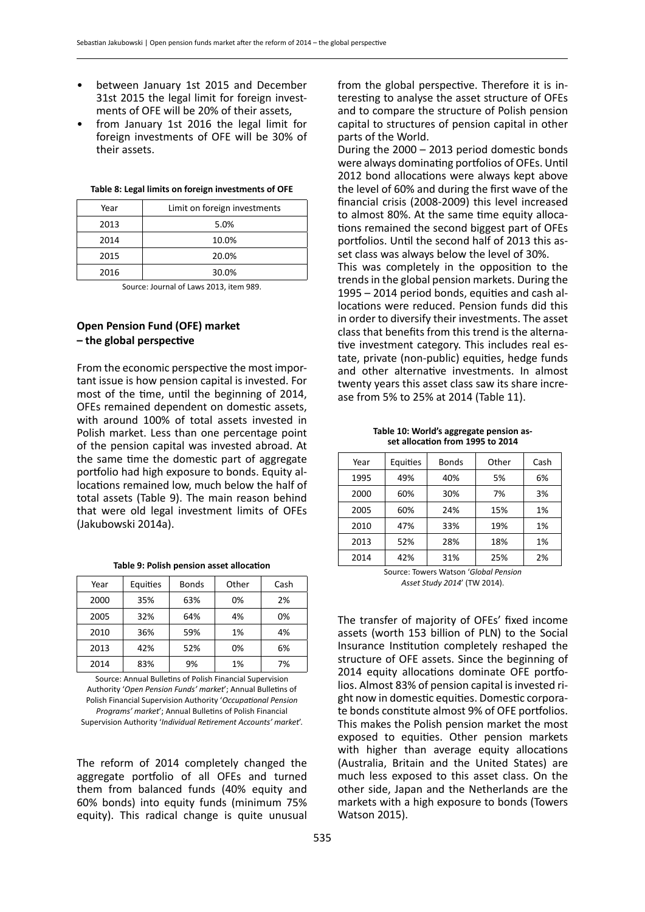- between January 1st 2015 and December 31st 2015 the legal limit for foreign investments of OFE will be 20% of their assets,
- from January 1st 2016 the legal limit for foreign investments of OFE will be 30% of their assets.

**Table 8: Legal limits on foreign investments of OFE**

| Year | Limit on foreign investments |
|---|---|
| 2013 | 5.0% |
| 2014 | 10.0% |
| 2015 | 20.0% |
| 2016 | 30.0% |

Source: Journal of Laws 2013, item 989.

### Open Pension Fund (OFE) market – the global perspective

From the economic perspective the most important issue is how pension capital is invested. For most of the time, until the beginning of 2014, OFEs remained dependent on domestic assets, with around 100% of total assets invested in Polish market. Less than one percentage point of the pension capital was invested abroad. At the same time the domestic part of aggregate portfolio had high exposure to bonds. Equity allocations remained low, much below the half of total assets (Table 9). The main reason behind that were old legal investment limits of OFEs (Jakubowski 2014a).

**Table 9: Polish pension asset allocation**

| Year | Equities | Bonds | Other | Cash |
|---|---|---|---|---|
| 2000 | 35% | 63% | 0% | 2% |
| 2005 | 32% | 64% | 4% | 0% |
| 2010 | 36% | 59% | 1% | 4% |
| 2013 | 42% | 52% | 0% | 6% |
| 2014 | 83% | 9% | 1% | 7% |

Source: Annual Bulletins of Polish Financial Supervision Authority '*Open Pension Funds' market*'; Annual Bulletins of Polish Financial Supervision Authority '*Occupational Pension Programs' market*'; Annual Bulletins of Polish Financial Supervision Authority '*Individual Retirement Accounts' market*'.

The reform of 2014 completely changed the aggregate portfolio of all OFEs and turned them from balanced funds (40% equity and 60% bonds) into equity funds (minimum 75% equity). This radical change is quite unusual from the global perspective. Therefore it is interesting to analyse the asset structure of OFEs and to compare the structure of Polish pension capital to structures of pension capital in other parts of the World.

During the 2000 – 2013 period domestic bonds were always dominating portfolios of OFEs. Until 2012 bond allocations were always kept above the level of 60% and during the first wave of the financial crisis (2008-2009) this level increased to almost 80%. At the same time equity allocations remained the second biggest part of OFEs portfolios. Until the second half of 2013 this asset class was always below the level of 30%.

This was completely in the opposition to the trends in the global pension markets. During the 1995 – 2014 period bonds, equities and cash allocations were reduced. Pension funds did this in order to diversify their investments. The asset class that benefits from this trend is the alternative investment category. This includes real estate, private (non-public) equities, hedge funds and other alternative investments. In almost twenty years this asset class saw its share increase from 5% to 25% at 2014 (Table 11).

**Table 10: World's aggregate pension asset allocation from 1995 to 2014**

| Year | Equities | Bonds | Other | Cash |
|---|---|---|---|---|
| 1995 | 49% | 40% | 5% | 6% |
| 2000 | 60% | 30% | 7% | 3% |
| 2005 | 60% | 24% | 15% | 1% |
| 2010 | 47% | 33% | 19% | 1% |
| 2013 | 52% | 28% | 18% | 1% |
| 2014 | 42% | 31% | 25% | 2% |

Source: Towers Watson '*Global Pension Asset Study 2014*' (TW 2014).

The transfer of majority of OFEs' fixed income assets (worth 153 billion of PLN) to the Social Insurance Institution completely reshaped the structure of OFE assets. Since the beginning of 2014 equity allocations dominate OFE portfolios. Almost 83% of pension capital is invested right now in domestic equities. Domestic corporate bonds constitute almost 9% of OFE portfolios. This makes the Polish pension market the most exposed to equities. Other pension markets with higher than average equity allocations (Australia, Britain and the United States) are much less exposed to this asset class. On the other side, Japan and the Netherlands are the markets with a high exposure to bonds (Towers Watson 2015).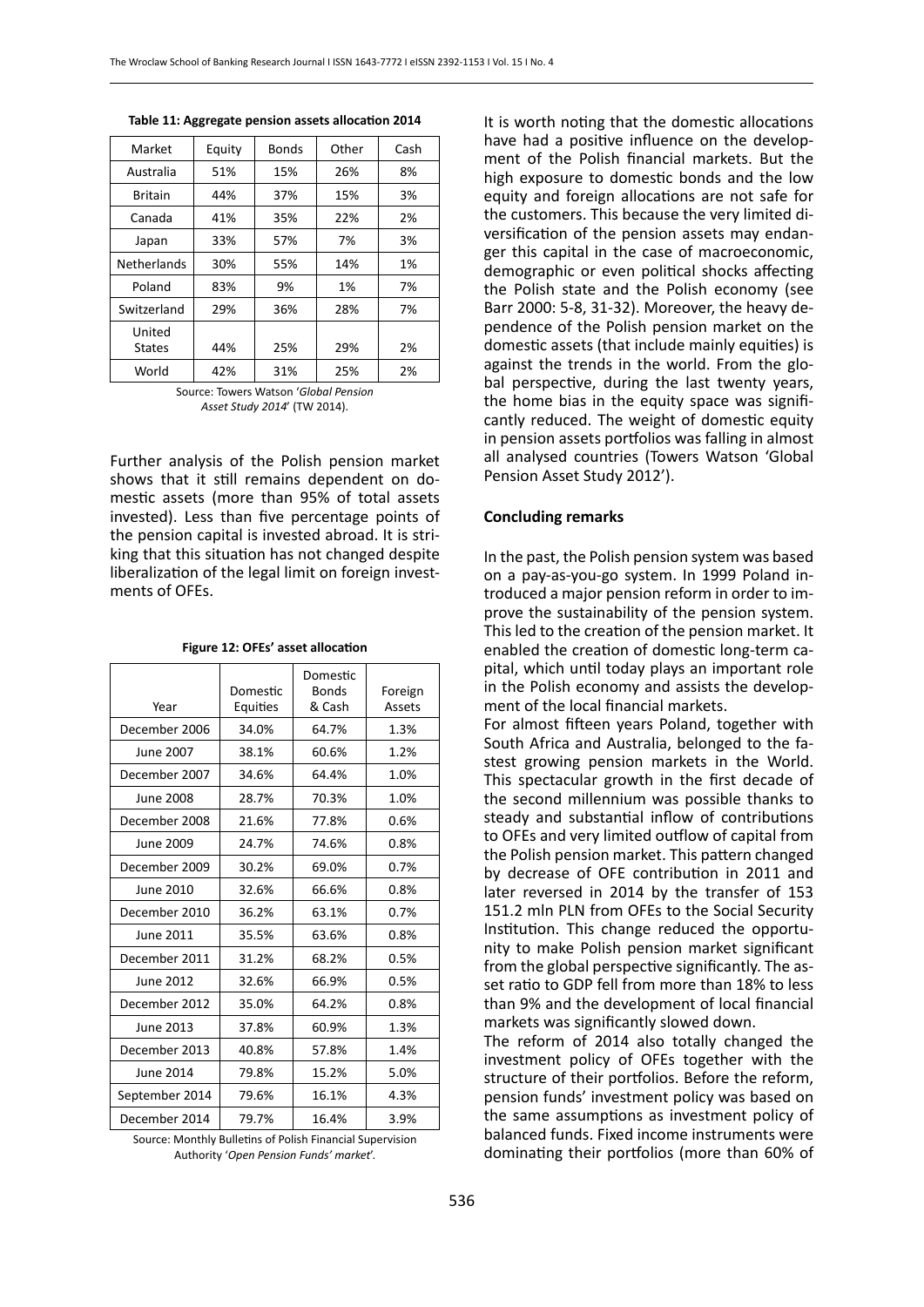**Table 11: Aggregate pension assets allocation 2014**

| Market | Equity | Bonds | Other | Cash |
|---|---|---|---|---|
| Australia | 51% | 15% | 26% | 8% |
| Britain | 44% | 37% | 15% | 3% |
| Canada | 41% | 35% | 22% | 2% |
| Japan | 33% | 57% | 7% | 3% |
| Netherlands | 30% | 55% | 14% | 1% |
| Poland | 83% | 9% | 1% | 7% |
| Switzerland | 29% | 36% | 28% | 7% |
| United States | 44% | 25% | 29% | 2% |
| World | 42% | 31% | 25% | 2% |

Source: Towers Watson '*Global Pension Asset Study 2014*' (TW 2014).

Further analysis of the Polish pension market shows that it still remains dependent on domestic assets (more than 95% of total assets invested). Less than five percentage points of the pension capital is invested abroad. It is striking that this situation has not changed despite liberalization of the legal limit on foreign investments of OFEs.

**Figure 12: OFEs' asset allocation**

| Year | Domestic Equities | Domestic Bonds & Cash | Foreign Assets |
|---|---|---|---|
| December 2006 | 34.0% | 64.7% | 1.3% |
| June 2007 | 38.1% | 60.6% | 1.2% |
| December 2007 | 34.6% | 64.4% | 1.0% |
| June 2008 | 28.7% | 70.3% | 1.0% |
| December 2008 | 21.6% | 77.8% | 0.6% |
| June 2009 | 24.7% | 74.6% | 0.8% |
| December 2009 | 30.2% | 69.0% | 0.7% |
| June 2010 | 32.6% | 66.6% | 0.8% |
| December 2010 | 36.2% | 63.1% | 0.7% |
| June 2011 | 35.5% | 63.6% | 0.8% |
| December 2011 | 31.2% | 68.2% | 0.5% |
| June 2012 | 32.6% | 66.9% | 0.5% |
| December 2012 | 35.0% | 64.2% | 0.8% |
| June 2013 | 37.8% | 60.9% | 1.3% |
| December 2013 | 40.8% | 57.8% | 1.4% |
| June 2014 | 79.8% | 15.2% | 5.0% |
| September 2014 | 79.6% | 16.1% | 4.3% |
| December 2014 | 79.7% | 16.4% | 3.9% |

Source: Monthly Bulletins of Polish Financial Supervision Authority '*Open Pension Funds' market*'.

It is worth noting that the domestic allocations have had a positive influence on the development of the Polish financial markets. But the high exposure to domestic bonds and the low equity and foreign allocations are not safe for the customers. This because the very limited diversification of the pension assets may endanger this capital in the case of macroeconomic, demographic or even political shocks affecting the Polish state and the Polish economy (see Barr 2000: 5-8, 31-32). Moreover, the heavy dependence of the Polish pension market on the domestic assets (that include mainly equities) is against the trends in the world. From the global perspective, during the last twenty years, the home bias in the equity space was significantly reduced. The weight of domestic equity in pension assets portfolios was falling in almost all analysed countries (Towers Watson 'Global Pension Asset Study 2012').

## Concluding remarks

In the past, the Polish pension system was based on a pay-as-you-go system. In 1999 Poland introduced a major pension reform in order to improve the sustainability of the pension system. This led to the creation of the pension market. It enabled the creation of domestic long-term capital, which until today plays an important role in the Polish economy and assists the development of the local financial markets.

For almost fifteen years Poland, together with South Africa and Australia, belonged to the fastest growing pension markets in the World. This spectacular growth in the first decade of the second millennium was possible thanks to steady and substantial inflow of contributions to OFEs and very limited outflow of capital from the Polish pension market. This pattern changed by decrease of OFE contribution in 2011 and later reversed in 2014 by the transfer of 153 151.2 mln PLN from OFEs to the Social Security Institution. This change reduced the opportunity to make Polish pension market significant from the global perspective significantly. The asset ratio to GDP fell from more than 18% to less than 9% and the development of local financial markets was significantly slowed down.

The reform of 2014 also totally changed the investment policy of OFEs together with the structure of their portfolios. Before the reform, pension funds' investment policy was based on the same assumptions as investment policy of balanced funds. Fixed income instruments were dominating their portfolios (more than 60% of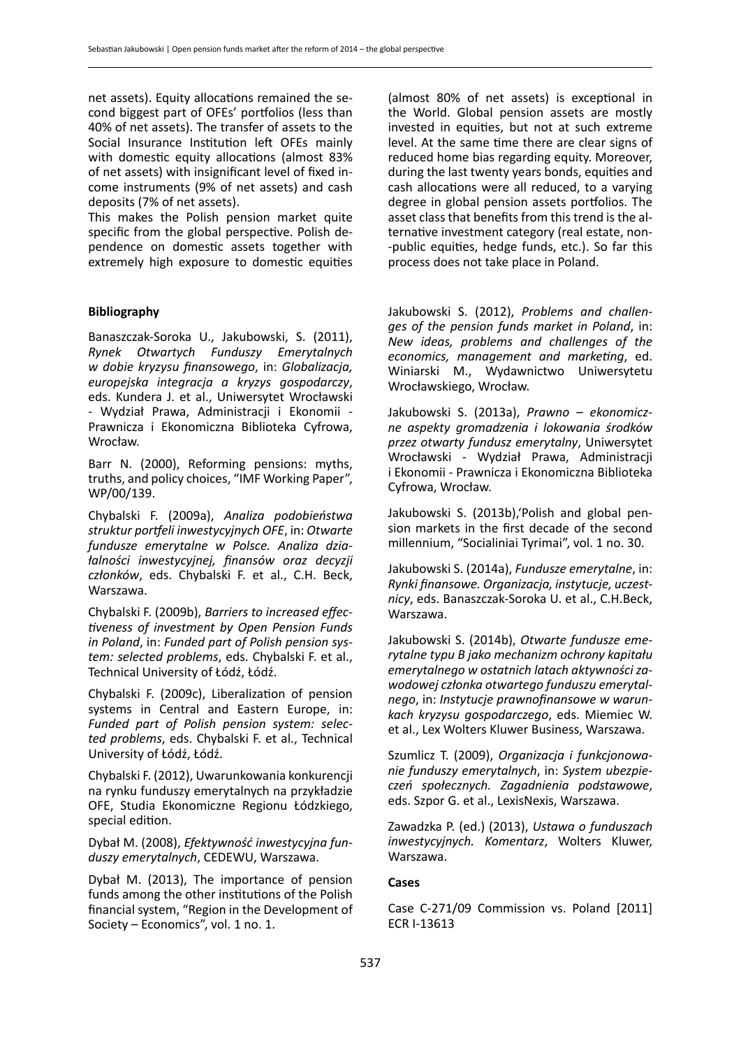net assets). Equity allocations remained the second biggest part of OFEs' portfolios (less than 40% of net assets). The transfer of assets to the Social Insurance Institution left OFEs mainly with domestic equity allocations (almost 83% of net assets) with insignificant level of fixed income instruments (9% of net assets) and cash deposits (7% of net assets).

This makes the Polish pension market quite specific from the global perspective. Polish dependence on domestic assets together with extremely high exposure to domestic equities (almost 80% of net assets) is exceptional in the World. Global pension assets are mostly invested in equities, but not at such extreme level. At the same time there are clear signs of reduced home bias regarding equity. Moreover, during the last twenty years bonds, equities and cash allocations were all reduced, to a varying degree in global pension assets portfolios. The asset class that benefits from this trend is the alternative investment category (real estate, non-public equities, hedge funds, etc.). So far this process does not take place in Poland.

## Bibliography

Banaszczak-Soroka U., Jakubowski, S. (2011), *Rynek Otwartych Funduszy Emerytalnych w dobie kryzysu finansowego*, in: *Globalizacja, europejska integracja a kryzys gospodarczy*, eds. Kundera J. et al., Uniwersytet Wrocławski - Wydział Prawa, Administracji i Ekonomii - Prawnicza i Ekonomiczna Biblioteka Cyfrowa, Wrocław.

Barr N. (2000), Reforming pensions: myths, truths, and policy choices, "IMF Working Paper", WP/00/139.

Chybalski F. (2009a), *Analiza podobieństwa struktur portfeli inwestycyjnych OFE*, in: *Otwarte fundusze emerytalne w Polsce. Analiza działalności inwestycyjnej, finansów oraz decyzji członków*, eds. Chybalski F. et al., C.H. Beck, Warszawa.

Chybalski F. (2009b), *Barriers to increased effectiveness of investment by Open Pension Funds in Poland*, in: *Funded part of Polish pension system: selected problems*, eds. Chybalski F. et al., Technical University of Łódź, Łódź.

Chybalski F. (2009c), Liberalization of pension systems in Central and Eastern Europe, in: *Funded part of Polish pension system: selected problems*, eds. Chybalski F. et al., Technical University of Łódź, Łódź.

Chybalski F. (2012), Uwarunkowania konkurencji na rynku funduszy emerytalnych na przykładzie OFE, Studia Ekonomiczne Regionu Łódzkiego, special edition.

Dybał M. (2008), *Efektywność inwestycyjna funduszy emerytalnych*, CEDEWU, Warszawa.

Dybał M. (2013), The importance of pension funds among the other institutions of the Polish financial system, "Region in the Development of Society – Economics", vol. 1 no. 1.

Jakubowski S. (2012), *Problems and challenges of the pension funds market in Poland*, in: *New ideas, problems and challenges of the economics, management and marketing*, ed. Winiarski M., Wydawnictwo Uniwersytetu Wrocławskiego, Wrocław.

Jakubowski S. (2013a), *Prawno – ekonomiczne aspekty gromadzenia i lokowania środków przez otwarty fundusz emerytalny*, Uniwersytet Wrocławski - Wydział Prawa, Administracji i Ekonomii - Prawnicza i Ekonomiczna Biblioteka Cyfrowa, Wrocław.

Jakubowski S. (2013b),'Polish and global pension markets in the first decade of the second millennium, "Socialiniai Tyrimai", vol. 1 no. 30.

Jakubowski S. (2014a), *Fundusze emerytalne*, in: *Rynki finansowe. Organizacja, instytucje, uczestnicy*, eds. Banaszczak-Soroka U. et al., C.H.Beck, Warszawa.

Jakubowski S. (2014b), *Otwarte fundusze emerytalne typu B jako mechanizm ochrony kapitału emerytalnego w ostatnich latach aktywności zawodowej członka otwartego funduszu emerytalnego*, in: *Instytucje prawnofinansowe w warunkach kryzysu gospodarczego*, eds. Miemiec W. et al., Lex Wolters Kluwer Business, Warszawa.

Szumlicz T. (2009), *Organizacja i funkcjonowanie funduszy emerytalnych*, in: *System ubezpieczeń społecznych. Zagadnienia podstawowe*, eds. Szpor G. et al., LexisNexis, Warszawa.

Zawadzka P. (ed.) (2013), *Ustawa o funduszach inwestycyjnych. Komentarz*, Wolters Kluwer, Warszawa.

### Cases

Case C-271/09 Commission vs. Poland [2011] ECR I-13613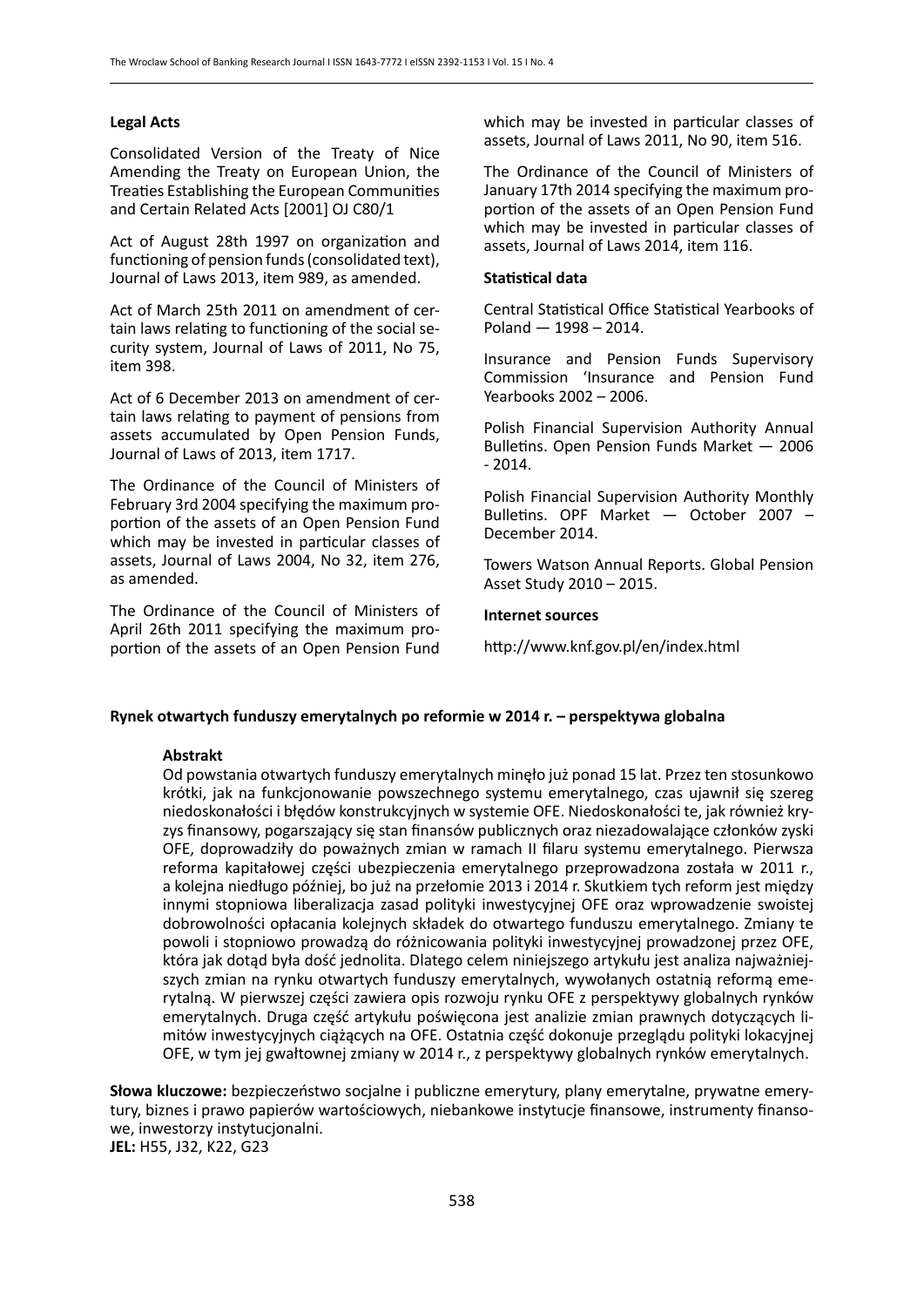**Legal Acts**

Consolidated Version of the Treaty of Nice Amending the Treaty on European Union, the Treaties Establishing the European Communities and Certain Related Acts [2001] OJ C80/1

Act of August 28th 1997 on organization and functioning of pension funds (consolidated text), Journal of Laws 2013, item 989, as amended.

Act of March 25th 2011 on amendment of certain laws relating to functioning of the social security system, Journal of Laws of 2011, No 75, item 398.

Act of 6 December 2013 on amendment of certain laws relating to payment of pensions from assets accumulated by Open Pension Funds, Journal of Laws of 2013, item 1717.

The Ordinance of the Council of Ministers of February 3rd 2004 specifying the maximum proportion of the assets of an Open Pension Fund which may be invested in particular classes of assets, Journal of Laws 2004, No 32, item 276, as amended.

The Ordinance of the Council of Ministers of April 26th 2011 specifying the maximum proportion of the assets of an Open Pension Fund which may be invested in particular classes of assets, Journal of Laws 2011, No 90, item 516.

The Ordinance of the Council of Ministers of January 17th 2014 specifying the maximum proportion of the assets of an Open Pension Fund which may be invested in particular classes of assets, Journal of Laws 2014, item 116.

**Statistical data**

Central Statistical Office Statistical Yearbooks of Poland — 1998 – 2014.

Insurance and Pension Funds Supervisory Commission 'Insurance and Pension Fund Yearbooks 2002 – 2006.

Polish Financial Supervision Authority Annual Bulletins. Open Pension Funds Market — 2006 - 2014.

Polish Financial Supervision Authority Monthly Bulletins. OPF Market — October 2007 – December 2014.

Towers Watson Annual Reports. Global Pension Asset Study 2010 – 2015.

**Internet sources**

http://www.knf.gov.pl/en/index.html

**Rynek otwartych funduszy emerytalnych po reformie w 2014 r. – perspektywa globalna**

**Abstrakt**

Od powstania otwartych funduszy emerytalnych minęło już ponad 15 lat. Przez ten stosunkowo krótki, jak na funkcjonowanie powszechnego systemu emerytalnego, czas ujawnił się szereg niedoskonałości i błędów konstrukcyjnych w systemie OFE. Niedoskonałości te, jak również kryzys finansowy, pogarszający się stan finansów publicznych oraz niezadowalające członków zyski OFE, doprowadziły do poważnych zmian w ramach II filaru systemu emerytalnego. Pierwsza reforma kapitałowej części ubezpieczenia emerytalnego przeprowadzona została w 2011 r., a kolejna niedługo później, bo już na przełomie 2013 i 2014 r. Skutkiem tych reform jest między innymi stopniowa liberalizacja zasad polityki inwestycyjnej OFE oraz wprowadzenie swoistej dobrowolności opłacania kolejnych składek do otwartego funduszu emerytalnego. Zmiany te powoli i stopniowo prowadzą do różnicowania polityki inwestycyjnej prowadzonej przez OFE, która jak dotąd była dość jednolita. Dlatego celem niniejszego artykułu jest analiza najważniejszych zmian na rynku otwartych funduszy emerytalnych, wywołanych ostatnią reformą emerytalną. W pierwszej części zawiera opis rozwoju rynku OFE z perspektywy globalnych rynków emerytalnych. Druga część artykułu poświęcona jest analizie zmian prawnych dotyczących limitów inwestycyjnych ciążących na OFE. Ostatnia część dokonuje przeglądu polityki lokacyjnej OFE, w tym jej gwałtownej zmiany w 2014 r., z perspektywy globalnych rynków emerytalnych.

**Słowa kluczowe:** bezpieczeństwo socjalne i publiczne emerytury, plany emerytalne, prywatne emerytury, biznes i prawo papierów wartościowych, niebankowe instytucje finansowe, instrumenty finansowe, inwestorzy instytucjonalni.
**JEL:** H55, J32, K22, G23